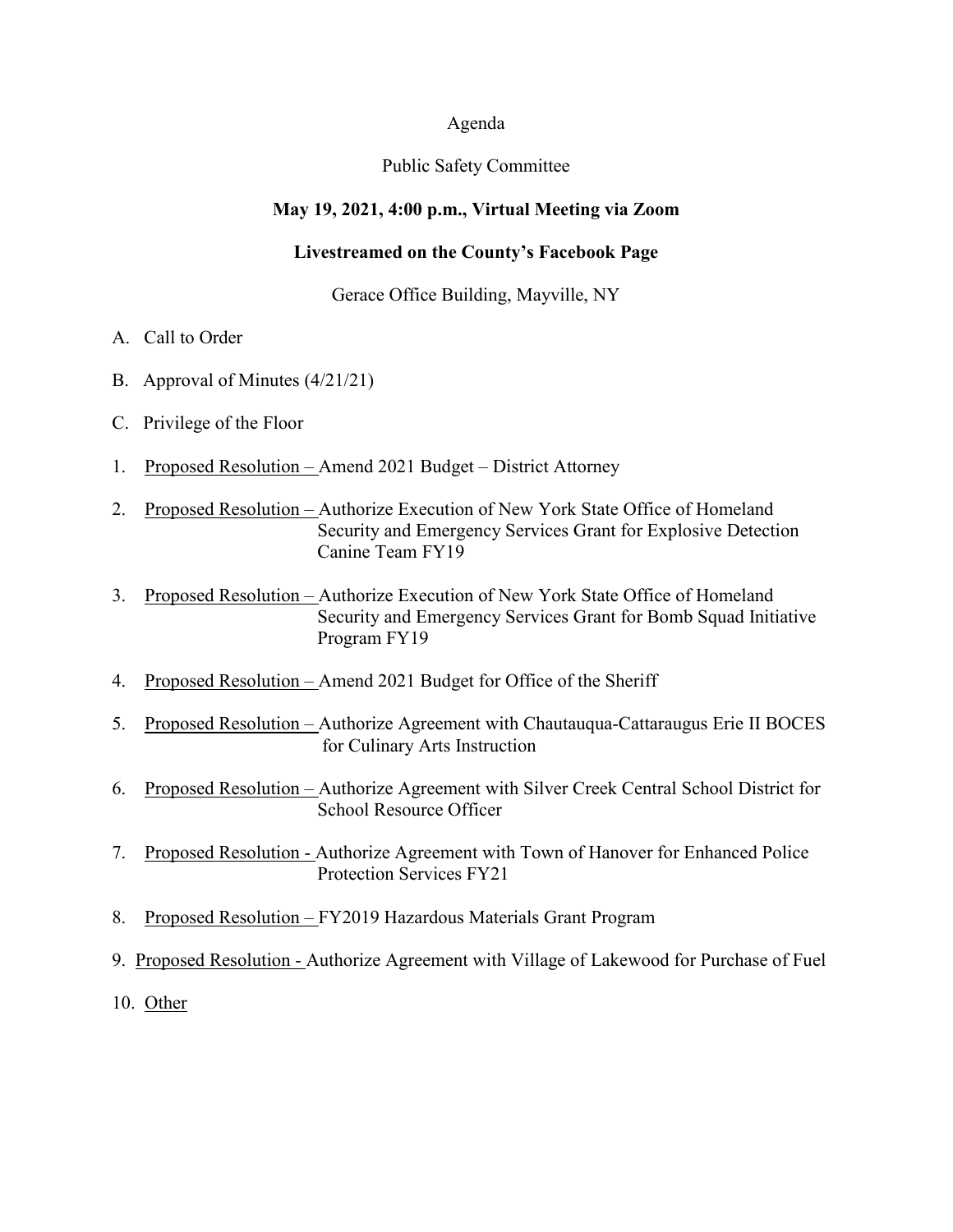# Agenda

## Public Safety Committee

**May 19, 2021, 4:00 p.m., Virtual Meeting via Zoom**

**Livestreamed on the County's Facebook Page**

Gerace Office Building, Mayville, NY

A. Call to Order

B. Approval of Minutes (4/21/21)

C. Privilege of the Floor

1. Proposed Resolution – Amend 2021 Budget – District Attorney

2. Proposed Resolution – Authorize Execution of New York State Office of Homeland Security and Emergency Services Grant for Explosive Detection Canine Team FY19

3. Proposed Resolution – Authorize Execution of New York State Office of Homeland Security and Emergency Services Grant for Bomb Squad Initiative Program FY19

4. Proposed Resolution – Amend 2021 Budget for Office of the Sheriff

5. Proposed Resolution – Authorize Agreement with Chautauqua-Cattaraugus Erie II BOCES for Culinary Arts Instruction

6. Proposed Resolution – Authorize Agreement with Silver Creek Central School District for School Resource Officer

7. Proposed Resolution - Authorize Agreement with Town of Hanover for Enhanced Police Protection Services FY21

8. Proposed Resolution – FY2019 Hazardous Materials Grant Program

9. Proposed Resolution - Authorize Agreement with Village of Lakewood for Purchase of Fuel

10. Other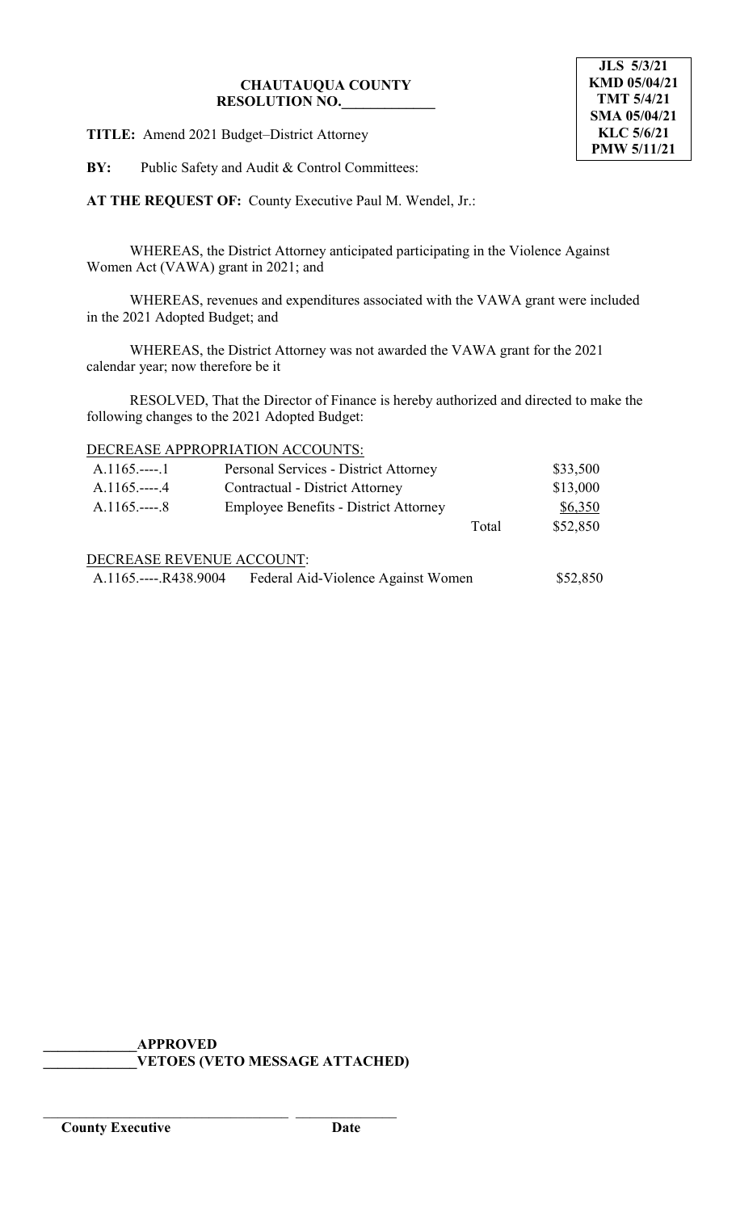JLS 5/3/21
KMD 05/04/21
TMT 5/4/21
SMA 05/04/21
KLC 5/6/21
PMW 5/11/21

**CHAUTAUQUA COUNTY**
**RESOLUTION NO.\_\_\_\_\_\_\_\_\_\_\_\_\_**

**TITLE:** Amend 2021 Budget–District Attorney

**BY:** Public Safety and Audit & Control Committees:

**AT THE REQUEST OF:** County Executive Paul M. Wendel, Jr.:

WHEREAS, the District Attorney anticipated participating in the Violence Against Women Act (VAWA) grant in 2021; and

WHEREAS, revenues and expenditures associated with the VAWA grant were included in the 2021 Adopted Budget; and

WHEREAS, the District Attorney was not awarded the VAWA grant for the 2021 calendar year; now therefore be it

RESOLVED, That the Director of Finance is hereby authorized and directed to make the following changes to the 2021 Adopted Budget:

DECREASE APPROPRIATION ACCOUNTS:

| | | | |
|---|---|---|---|
| A.1165.----.1 | Personal Services - District Attorney | | $33,500 |
| A.1165.----.4 | Contractual - District Attorney | | $13,000 |
| A.1165.----.8 | Employee Benefits - District Attorney | | $6,350 |
| | | Total | $52,850 |

DECREASE REVENUE ACCOUNT:

| | | |
|---|---|---|
| A.1165.----.R438.9004 | Federal Aid-Violence Against Women | $52,850 |

**\_\_\_\_\_\_\_\_\_\_\_\_\_APPROVED**
**\_\_\_\_\_\_\_\_\_\_\_\_\_VETOES (VETO MESSAGE ATTACHED)**

\_\_\_\_\_\_\_\_\_\_\_\_\_\_\_\_\_\_\_\_\_\_\_\_\_\_\_\_\_\_\_\_\_\_\_ \_\_\_\_\_\_\_\_\_\_\_\_\_\_\_
**County Executive** **Date**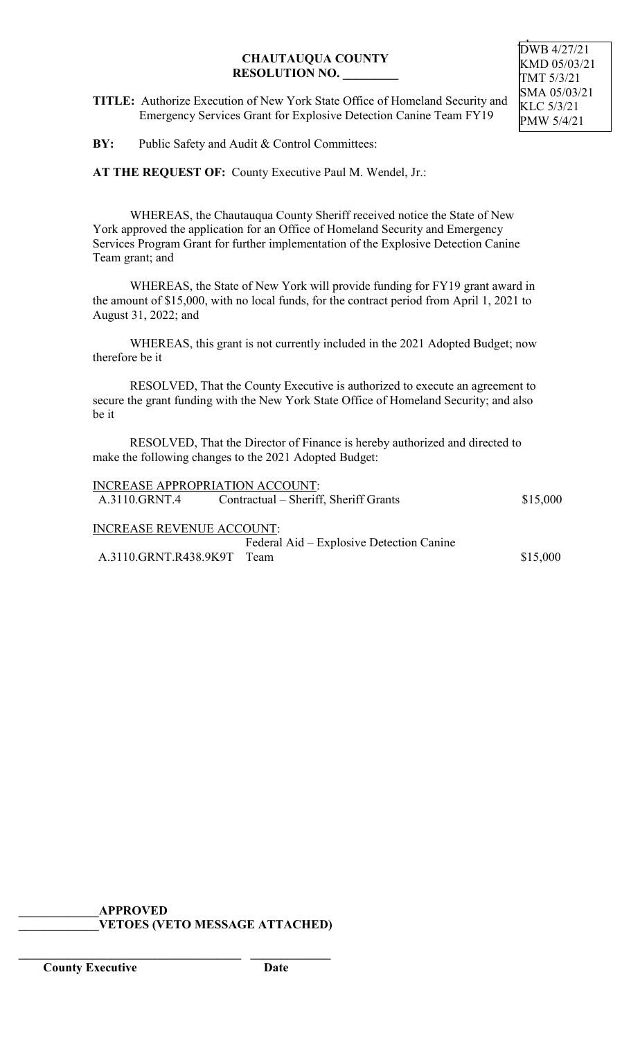DWB 4/27/21
KMD 05/03/21
TMT 5/3/21
SMA 05/03/21
KLC 5/3/21
PMW 5/4/21

**CHAUTAUQUA COUNTY**
**RESOLUTION NO. _________**

**TITLE:** Authorize Execution of New York State Office of Homeland Security and Emergency Services Grant for Explosive Detection Canine Team FY19

**BY:** Public Safety and Audit & Control Committees:

**AT THE REQUEST OF:** County Executive Paul M. Wendel, Jr.:

WHEREAS, the Chautauqua County Sheriff received notice the State of New York approved the application for an Office of Homeland Security and Emergency Services Program Grant for further implementation of the Explosive Detection Canine Team grant; and

WHEREAS, the State of New York will provide funding for FY19 grant award in the amount of $15,000, with no local funds, for the contract period from April 1, 2021 to August 31, 2022; and

WHEREAS, this grant is not currently included in the 2021 Adopted Budget; now therefore be it

RESOLVED, That the County Executive is authorized to execute an agreement to secure the grant funding with the New York State Office of Homeland Security; and also be it

RESOLVED, That the Director of Finance is hereby authorized and directed to make the following changes to the 2021 Adopted Budget:

INCREASE APPROPRIATION ACCOUNT:

| | | |
|---|---|---|
| A.3110.GRNT.4 | Contractual – Sheriff, Sheriff Grants | $15,000 |

INCREASE REVENUE ACCOUNT:

| | | |
|---|---|---|
| A.3110.GRNT.R438.9K9T | Federal Aid – Explosive Detection Canine Team | $15,000 |

_____________**APPROVED**
_____________**VETOES (VETO MESSAGE ATTACHED)**

_____________________________________ _____________
**County Executive** **Date**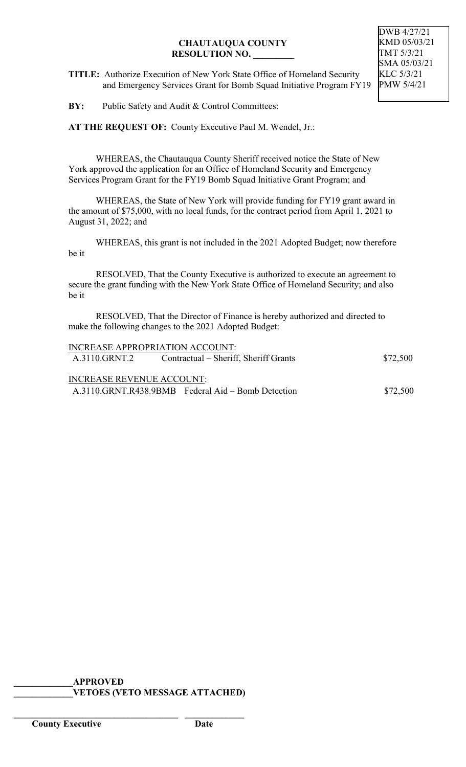DWB 4/27/21
KMD 05/03/21
TMT 5/3/21
SMA 05/03/21
KLC 5/3/21
PMW 5/4/21

**CHAUTAUQUA COUNTY**
**RESOLUTION NO. _________**

**TITLE:** Authorize Execution of New York State Office of Homeland Security and Emergency Services Grant for Bomb Squad Initiative Program FY19

**BY:** Public Safety and Audit & Control Committees:

**AT THE REQUEST OF:** County Executive Paul M. Wendel, Jr.:

WHEREAS, the Chautauqua County Sheriff received notice the State of New York approved the application for an Office of Homeland Security and Emergency Services Program Grant for the FY19 Bomb Squad Initiative Grant Program; and

WHEREAS, the State of New York will provide funding for FY19 grant award in the amount of $75,000, with no local funds, for the contract period from April 1, 2021 to August 31, 2022; and

WHEREAS, this grant is not included in the 2021 Adopted Budget; now therefore be it

RESOLVED, That the County Executive is authorized to execute an agreement to secure the grant funding with the New York State Office of Homeland Security; and also be it

RESOLVED, That the Director of Finance is hereby authorized and directed to make the following changes to the 2021 Adopted Budget:

INCREASE APPROPRIATION ACCOUNT:

| | | |
|---|---|---|
| A.3110.GRNT.2 | Contractual – Sheriff, Sheriff Grants | $72,500 |

INCREASE REVENUE ACCOUNT:

| | | |
|---|---|---|
| A.3110.GRNT.R438.9BMB | Federal Aid – Bomb Detection | $72,500 |

_____________**APPROVED**
_____________**VETOES (VETO MESSAGE ATTACHED)**

____________________________________ _____________
**County Executive** **Date**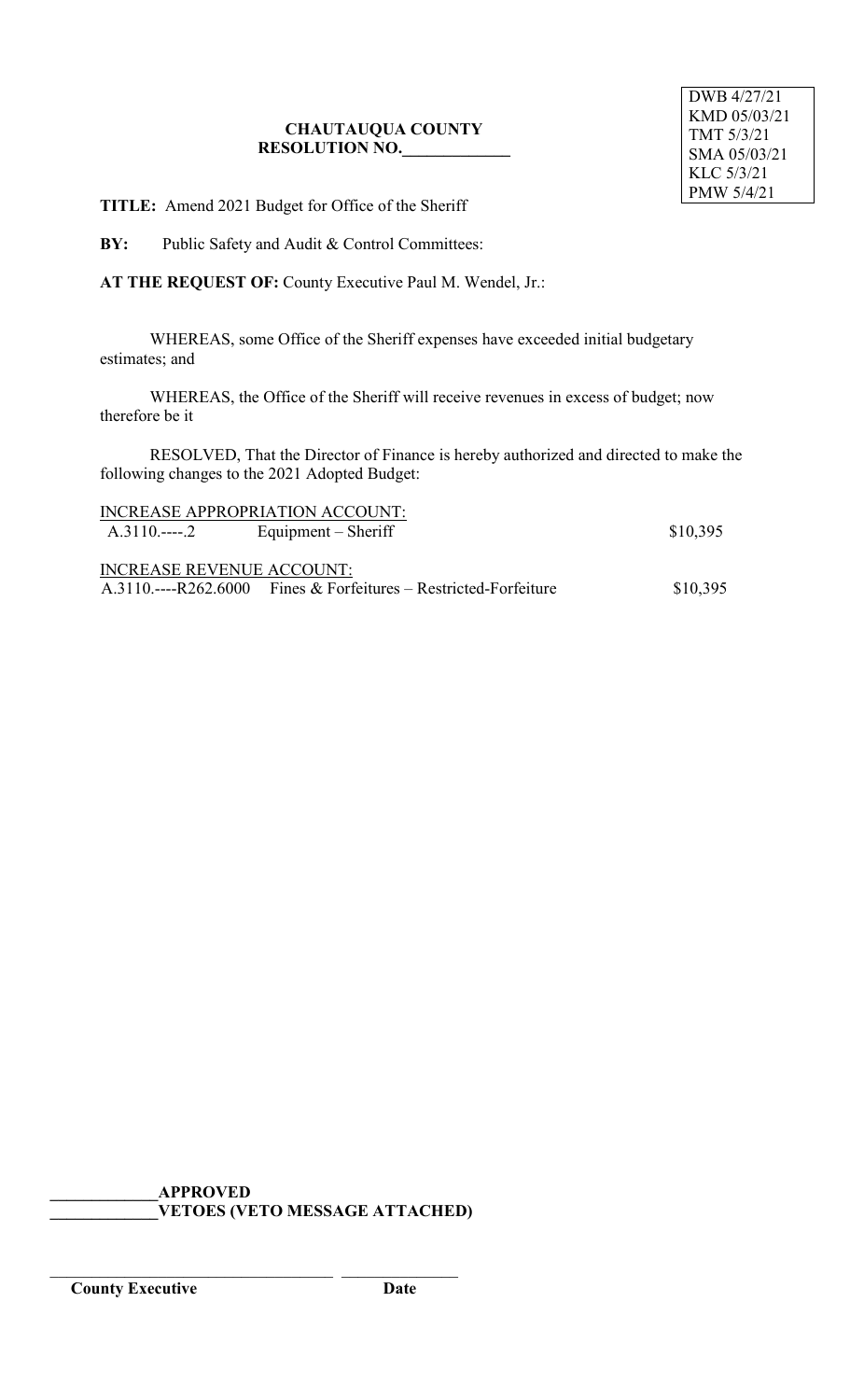DWB 4/27/21
KMD 05/03/21
TMT 5/3/21
SMA 05/03/21
KLC 5/3/21
PMW 5/4/21

**CHAUTAUQUA COUNTY**
**RESOLUTION NO.\_\_\_\_\_\_\_\_\_\_\_\_\_**

**TITLE:** Amend 2021 Budget for Office of the Sheriff

**BY:** Public Safety and Audit & Control Committees:

**AT THE REQUEST OF:** County Executive Paul M. Wendel, Jr.:

WHEREAS, some Office of the Sheriff expenses have exceeded initial budgetary estimates; and

WHEREAS, the Office of the Sheriff will receive revenues in excess of budget; now therefore be it

RESOLVED, That the Director of Finance is hereby authorized and directed to make the following changes to the 2021 Adopted Budget:

INCREASE APPROPRIATION ACCOUNT:

| | | |
|---|---|---|
| A.3110.----.2 | Equipment – Sheriff | $10,395 |

INCREASE REVENUE ACCOUNT:

| | | |
|---|---|---|
| A.3110.----R262.6000 | Fines & Forfeitures – Restricted-Forfeiture | $10,395 |

\_\_\_\_\_\_\_\_\_\_\_\_\_**APPROVED**
\_\_\_\_\_\_\_\_\_\_\_\_\_**VETOES (VETO MESSAGE ATTACHED)**

\_\_\_\_\_\_\_\_\_\_\_\_\_\_\_\_\_\_\_\_\_\_\_\_\_\_\_\_\_\_\_\_ \_\_\_\_\_\_\_\_\_\_\_\_\_\_
**County Executive** **Date**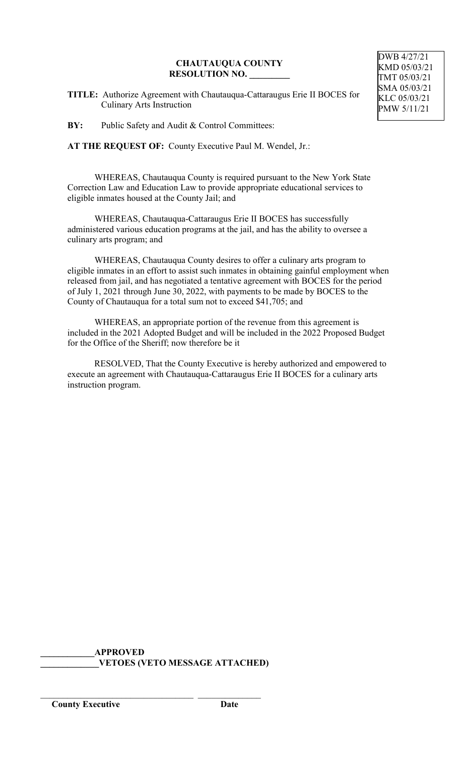**CHAUTAUQUA COUNTY**
**RESOLUTION NO. _________**

DWB 4/27/21
KMD 05/03/21
TMT 05/03/21
SMA 05/03/21
KLC 05/03/21
PMW 5/11/21

**TITLE:** Authorize Agreement with Chautauqua-Cattaraugus Erie II BOCES for Culinary Arts Instruction

**BY:** Public Safety and Audit & Control Committees:

**AT THE REQUEST OF:** County Executive Paul M. Wendel, Jr.:

WHEREAS, Chautauqua County is required pursuant to the New York State Correction Law and Education Law to provide appropriate educational services to eligible inmates housed at the County Jail; and

WHEREAS, Chautauqua-Cattaraugus Erie II BOCES has successfully administered various education programs at the jail, and has the ability to oversee a culinary arts program; and

WHEREAS, Chautauqua County desires to offer a culinary arts program to eligible inmates in an effort to assist such inmates in obtaining gainful employment when released from jail, and has negotiated a tentative agreement with BOCES for the period of July 1, 2021 through June 30, 2022, with payments to be made by BOCES to the County of Chautauqua for a total sum not to exceed $41,705; and

WHEREAS, an appropriate portion of the revenue from this agreement is included in the 2021 Adopted Budget and will be included in the 2022 Proposed Budget for the Office of the Sheriff; now therefore be it

RESOLVED, That the County Executive is hereby authorized and empowered to execute an agreement with Chautauqua-Cattaraugus Erie II BOCES for a culinary arts instruction program.

____________**APPROVED**
_____________**VETOES (VETO MESSAGE ATTACHED)**

___________________________________ _______________
**County Executive** **Date**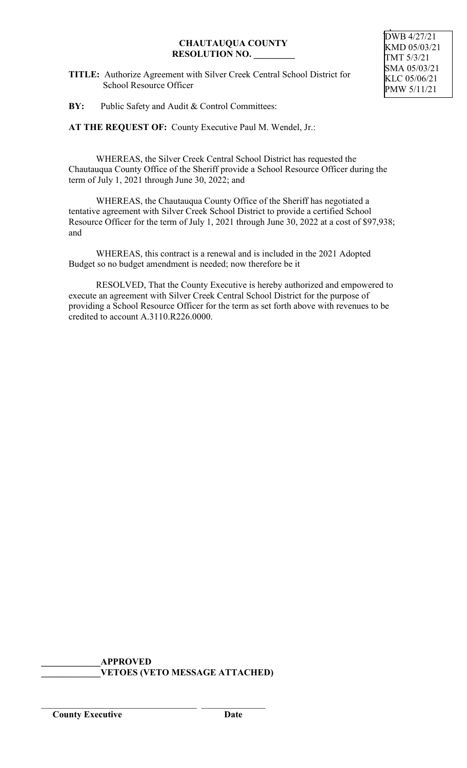DWB 4/27/21
KMD 05/03/21
TMT 5/3/21
SMA 05/03/21
KLC 05/06/21
PMW 5/11/21

**CHAUTAUQUA COUNTY**
**RESOLUTION NO. _________**

**TITLE:** Authorize Agreement with Silver Creek Central School District for School Resource Officer

**BY:** Public Safety and Audit & Control Committees:

**AT THE REQUEST OF:** County Executive Paul M. Wendel, Jr.:

WHEREAS, the Silver Creek Central School District has requested the Chautauqua County Office of the Sheriff provide a School Resource Officer during the term of July 1, 2021 through June 30, 2022; and

WHEREAS, the Chautauqua County Office of the Sheriff has negotiated a tentative agreement with Silver Creek School District to provide a certified School Resource Officer for the term of July 1, 2021 through June 30, 2022 at a cost of $97,938; and

WHEREAS, this contract is a renewal and is included in the 2021 Adopted Budget so no budget amendment is needed; now therefore be it

RESOLVED, That the County Executive is hereby authorized and empowered to execute an agreement with Silver Creek Central School District for the purpose of providing a School Resource Officer for the term as set forth above with revenues to be credited to account A.3110.R226.0000.

_____________**APPROVED**
_____________**VETOES (VETO MESSAGE ATTACHED)**

___________________________________ _______________
**County Executive** **Date**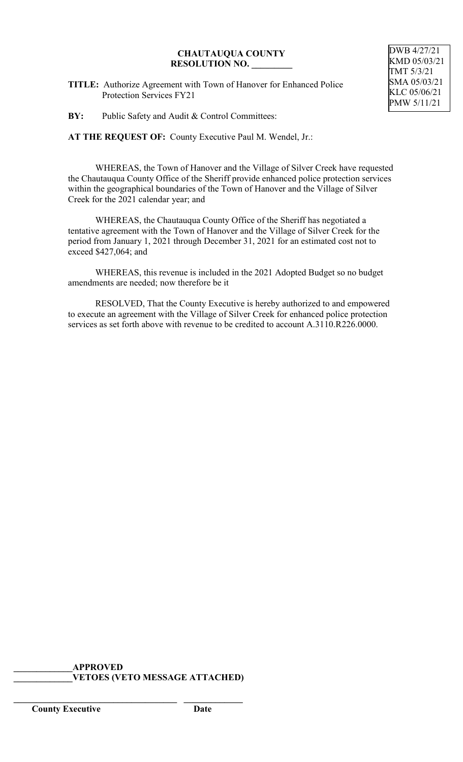**CHAUTAUQUA COUNTY**
**RESOLUTION NO. _________**

DWB 4/27/21
KMD 05/03/21
TMT 5/3/21
SMA 05/03/21
KLC 05/06/21
PMW 5/11/21

**TITLE:** Authorize Agreement with Town of Hanover for Enhanced Police Protection Services FY21

**BY:** Public Safety and Audit & Control Committees:

**AT THE REQUEST OF:** County Executive Paul M. Wendel, Jr.:

WHEREAS, the Town of Hanover and the Village of Silver Creek have requested the Chautauqua County Office of the Sheriff provide enhanced police protection services within the geographical boundaries of the Town of Hanover and the Village of Silver Creek for the 2021 calendar year; and

WHEREAS, the Chautauqua County Office of the Sheriff has negotiated a tentative agreement with the Town of Hanover and the Village of Silver Creek for the period from January 1, 2021 through December 31, 2021 for an estimated cost not to exceed $427,064; and

WHEREAS, this revenue is included in the 2021 Adopted Budget so no budget amendments are needed; now therefore be it

RESOLVED, That the County Executive is hereby authorized to and empowered to execute an agreement with the Village of Silver Creek for enhanced police protection services as set forth above with revenue to be credited to account A.3110.R226.0000.

_____________**APPROVED**
_____________**VETOES (VETO MESSAGE ATTACHED)**

_____________________________________ _____________
**County Executive** **Date**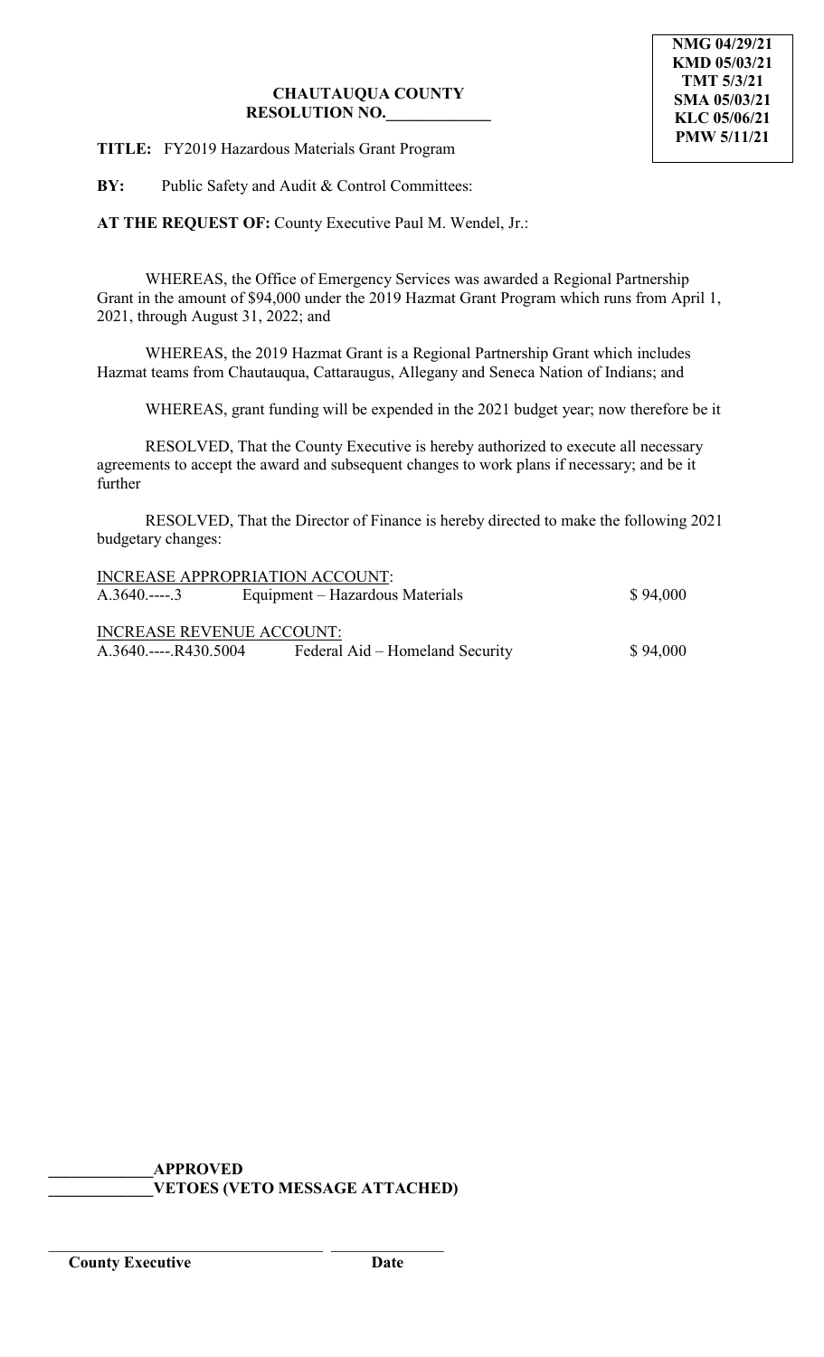NMG 04/29/21
KMD 05/03/21
TMT 5/3/21
SMA 05/03/21
KLC 05/06/21
PMW 5/11/21

**CHAUTAUQUA COUNTY**
**RESOLUTION NO.____________**

**TITLE:** FY2019 Hazardous Materials Grant Program

**BY:** Public Safety and Audit & Control Committees:

**AT THE REQUEST OF:** County Executive Paul M. Wendel, Jr.:

WHEREAS, the Office of Emergency Services was awarded a Regional Partnership Grant in the amount of $94,000 under the 2019 Hazmat Grant Program which runs from April 1, 2021, through August 31, 2022; and

WHEREAS, the 2019 Hazmat Grant is a Regional Partnership Grant which includes Hazmat teams from Chautauqua, Cattaraugus, Allegany and Seneca Nation of Indians; and

WHEREAS, grant funding will be expended in the 2021 budget year; now therefore be it

RESOLVED, That the County Executive is hereby authorized to execute all necessary agreements to accept the award and subsequent changes to work plans if necessary; and be it further

RESOLVED, That the Director of Finance is hereby directed to make the following 2021 budgetary changes:

INCREASE APPROPRIATION ACCOUNT:

| | | |
|---|---|---|
| A.3640.----.3 | Equipment – Hazardous Materials | $ 94,000 |

INCREASE REVENUE ACCOUNT:

| | | |
|---|---|---|
| A.3640.----.R430.5004 | Federal Aid – Homeland Security | $ 94,000 |

**____________APPROVED**
**____________VETOES (VETO MESSAGE ATTACHED)**

_________________________________ ______________
**County Executive** **Date**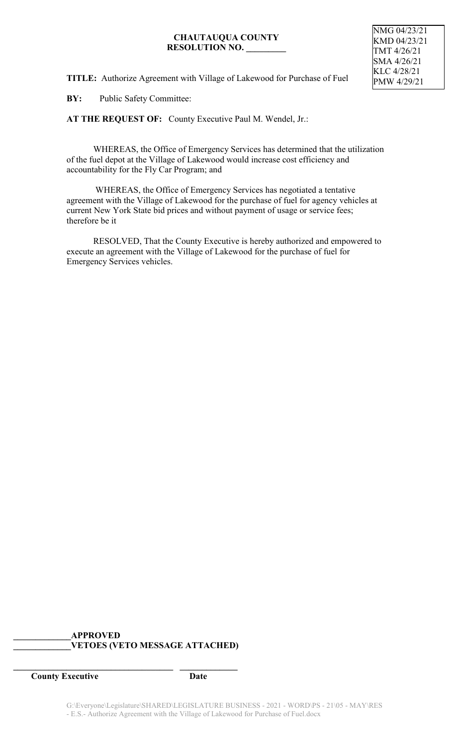**CHAUTAUQUA COUNTY**
**RESOLUTION NO. \_\_\_\_\_\_\_\_\_**

NMG 04/23/21
KMD 04/23/21
TMT 4/26/21
SMA 4/26/21
KLC 4/28/21
PMW 4/29/21

**TITLE:** Authorize Agreement with Village of Lakewood for Purchase of Fuel

**BY:** Public Safety Committee:

**AT THE REQUEST OF:** County Executive Paul M. Wendel, Jr.:

WHEREAS, the Office of Emergency Services has determined that the utilization of the fuel depot at the Village of Lakewood would increase cost efficiency and accountability for the Fly Car Program; and

WHEREAS, the Office of Emergency Services has negotiated a tentative agreement with the Village of Lakewood for the purchase of fuel for agency vehicles at current New York State bid prices and without payment of usage or service fees; therefore be it

RESOLVED, That the County Executive is hereby authorized and empowered to execute an agreement with the Village of Lakewood for the purchase of fuel for Emergency Services vehicles.

\_\_\_\_\_\_\_\_\_\_\_\_\_**APPROVED**
\_\_\_\_\_\_\_\_\_\_\_\_\_**VETOES (VETO MESSAGE ATTACHED)**

\_\_\_\_\_\_\_\_\_\_\_\_\_\_\_\_\_\_\_\_\_\_\_\_\_\_\_\_\_\_\_\_\_\_\_\_ \_\_\_\_\_\_\_\_\_\_\_\_\_
**County Executive** **Date**

G:\Everyone\Legislature\SHARED\LEGISLATURE BUSINESS - 2021 - WORD\PS - 21\05 - MAY\RES - E.S.- Authorize Agreement with the Village of Lakewood for Purchase of Fuel.docx